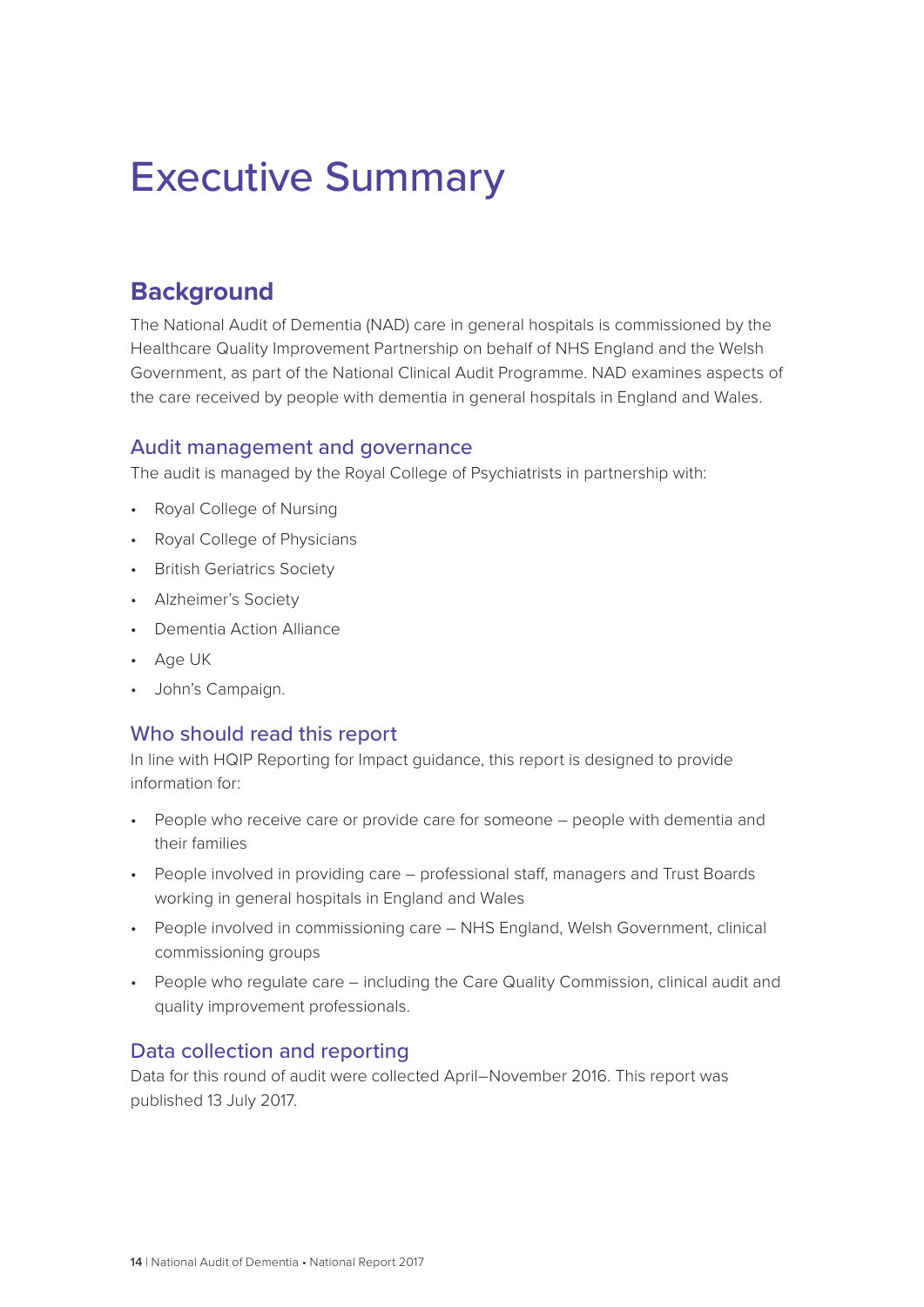# Executive Summary

## Background

The National Audit of Dementia (NAD) care in general hospitals is commissioned by the Healthcare Quality Improvement Partnership on behalf of NHS England and the Welsh Government, as part of the National Clinical Audit Programme. NAD examines aspects of the care received by people with dementia in general hospitals in England and Wales.

### Audit management and governance

The audit is managed by the Royal College of Psychiatrists in partnership with:

- Royal College of Nursing
- Royal College of Physicians
- British Geriatrics Society
- Alzheimer's Society
- Dementia Action Alliance
- Age UK
- John's Campaign.

### Who should read this report

In line with HQIP Reporting for Impact guidance, this report is designed to provide information for:

- People who receive care or provide care for someone – people with dementia and their families
- People involved in providing care – professional staff, managers and Trust Boards working in general hospitals in England and Wales
- People involved in commissioning care – NHS England, Welsh Government, clinical commissioning groups
- People who regulate care – including the Care Quality Commission, clinical audit and quality improvement professionals.

### Data collection and reporting

Data for this round of audit were collected April–November 2016. This report was published 13 July 2017.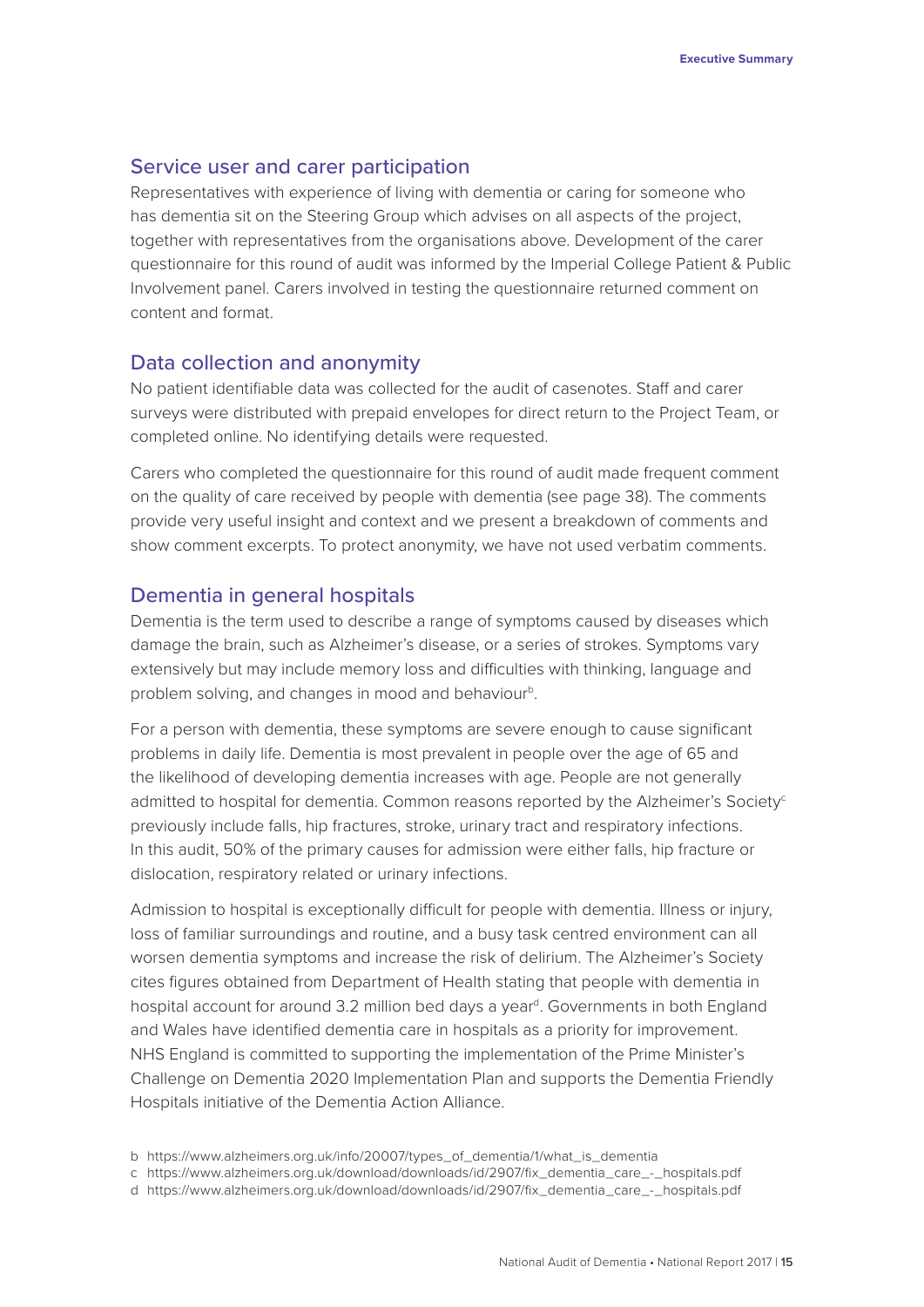## Service user and carer participation

Representatives with experience of living with dementia or caring for someone who has dementia sit on the Steering Group which advises on all aspects of the project, together with representatives from the organisations above. Development of the carer questionnaire for this round of audit was informed by the Imperial College Patient & Public Involvement panel. Carers involved in testing the questionnaire returned comment on content and format.

## Data collection and anonymity

No patient identifiable data was collected for the audit of casenotes. Staff and carer surveys were distributed with prepaid envelopes for direct return to the Project Team, or completed online. No identifying details were requested.

Carers who completed the questionnaire for this round of audit made frequent comment on the quality of care received by people with dementia (see page 38). The comments provide very useful insight and context and we present a breakdown of comments and show comment excerpts. To protect anonymity, we have not used verbatim comments.

## Dementia in general hospitals

Dementia is the term used to describe a range of symptoms caused by diseases which damage the brain, such as Alzheimer's disease, or a series of strokes. Symptoms vary extensively but may include memory loss and difficulties with thinking, language and problem solving, and changes in mood and behaviour[b].

For a person with dementia, these symptoms are severe enough to cause significant problems in daily life. Dementia is most prevalent in people over the age of 65 and the likelihood of developing dementia increases with age. People are not generally admitted to hospital for dementia. Common reasons reported by the Alzheimer's Society[c] previously include falls, hip fractures, stroke, urinary tract and respiratory infections. In this audit, 50% of the primary causes for admission were either falls, hip fracture or dislocation, respiratory related or urinary infections.

Admission to hospital is exceptionally difficult for people with dementia. Illness or injury, loss of familiar surroundings and routine, and a busy task centred environment can all worsen dementia symptoms and increase the risk of delirium. The Alzheimer's Society cites figures obtained from Department of Health stating that people with dementia in hospital account for around 3.2 million bed days a year[d]. Governments in both England and Wales have identified dementia care in hospitals as a priority for improvement. NHS England is committed to supporting the implementation of the Prime Minister's Challenge on Dementia 2020 Implementation Plan and supports the Dementia Friendly Hospitals initiative of the Dementia Action Alliance.

b https://www.alzheimers.org.uk/info/20007/types_of_dementia/1/what_is_dementia

c https://www.alzheimers.org.uk/download/downloads/id/2907/fix_dementia_care_-_hospitals.pdf

d https://www.alzheimers.org.uk/download/downloads/id/2907/fix_dementia_care_-_hospitals.pdf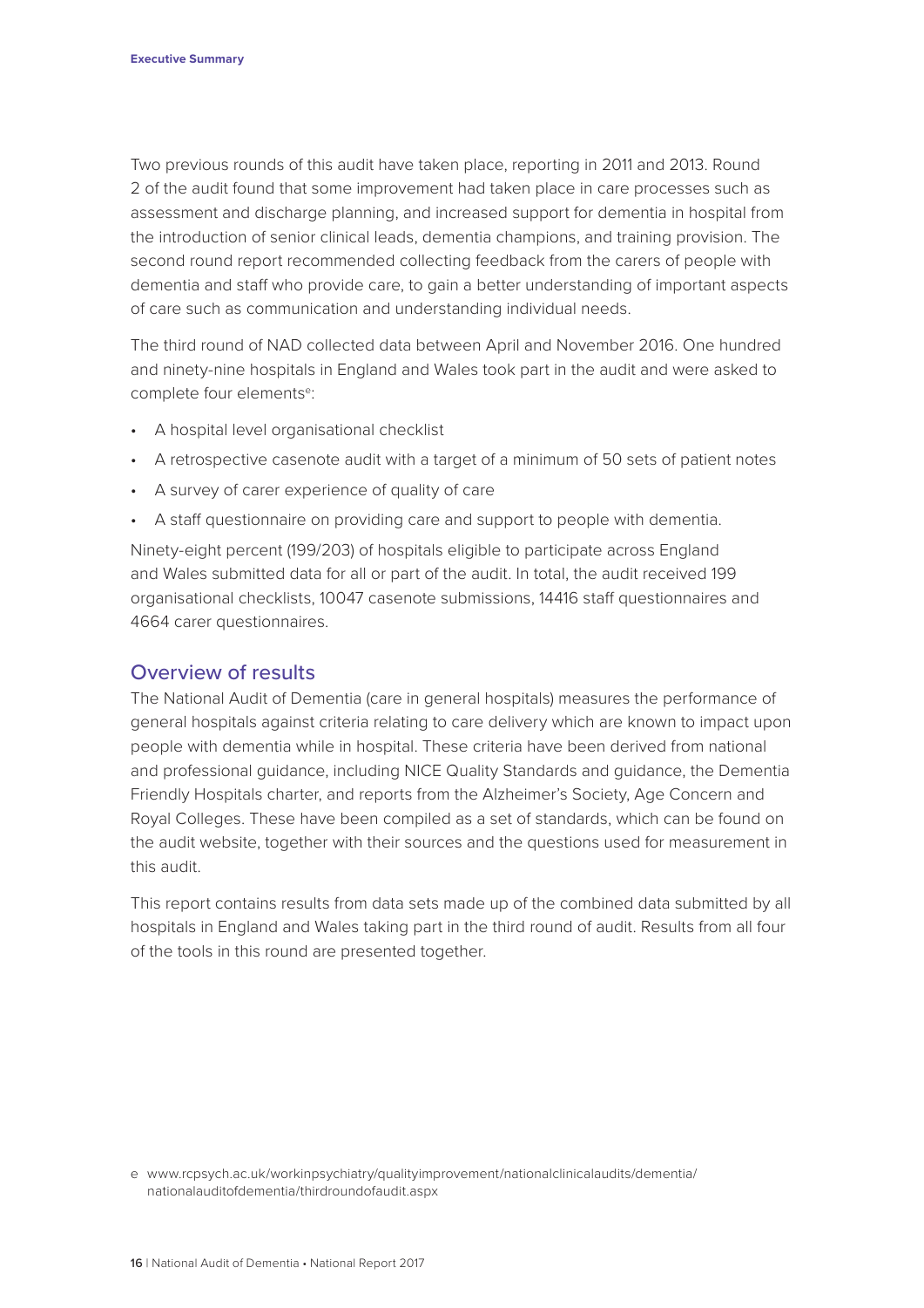Two previous rounds of this audit have taken place, reporting in 2011 and 2013. Round 2 of the audit found that some improvement had taken place in care processes such as assessment and discharge planning, and increased support for dementia in hospital from the introduction of senior clinical leads, dementia champions, and training provision. The second round report recommended collecting feedback from the carers of people with dementia and staff who provide care, to gain a better understanding of important aspects of care such as communication and understanding individual needs.

The third round of NAD collected data between April and November 2016. One hundred and ninety-nine hospitals in England and Wales took part in the audit and were asked to complete four elements[e]:

- A hospital level organisational checklist
- A retrospective casenote audit with a target of a minimum of 50 sets of patient notes
- A survey of carer experience of quality of care
- A staff questionnaire on providing care and support to people with dementia.

Ninety-eight percent (199/203) of hospitals eligible to participate across England and Wales submitted data for all or part of the audit. In total, the audit received 199 organisational checklists, 10047 casenote submissions, 14416 staff questionnaires and 4664 carer questionnaires.

## Overview of results

The National Audit of Dementia (care in general hospitals) measures the performance of general hospitals against criteria relating to care delivery which are known to impact upon people with dementia while in hospital. These criteria have been derived from national and professional guidance, including NICE Quality Standards and guidance, the Dementia Friendly Hospitals charter, and reports from the Alzheimer's Society, Age Concern and Royal Colleges. These have been compiled as a set of standards, which can be found on the audit website, together with their sources and the questions used for measurement in this audit.

This report contains results from data sets made up of the combined data submitted by all hospitals in England and Wales taking part in the third round of audit. Results from all four of the tools in this round are presented together.

e www.rcpsych.ac.uk/workinpsychiatry/qualityimprovement/nationalclinicalaudits/dementia/nationalauditofdementia/thirdroundofaudit.aspx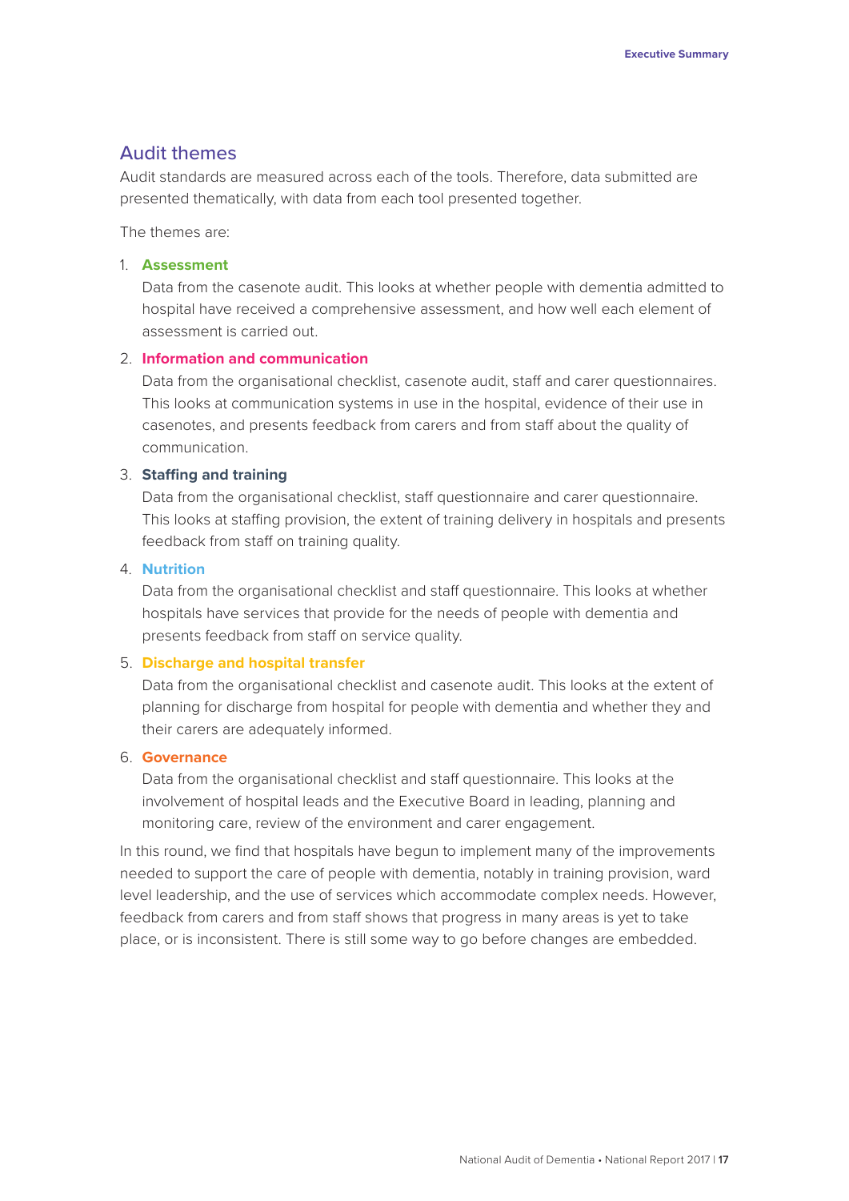## Audit themes

Audit standards are measured across each of the tools. Therefore, data submitted are presented thematically, with data from each tool presented together.

The themes are:

1. **Assessment**
   Data from the casenote audit. This looks at whether people with dementia admitted to hospital have received a comprehensive assessment, and how well each element of assessment is carried out.

2. **Information and communication**
   Data from the organisational checklist, casenote audit, staff and carer questionnaires. This looks at communication systems in use in the hospital, evidence of their use in casenotes, and presents feedback from carers and from staff about the quality of communication.

3. **Staffing and training**
   Data from the organisational checklist, staff questionnaire and carer questionnaire. This looks at staffing provision, the extent of training delivery in hospitals and presents feedback from staff on training quality.

4. **Nutrition**
   Data from the organisational checklist and staff questionnaire. This looks at whether hospitals have services that provide for the needs of people with dementia and presents feedback from staff on service quality.

5. **Discharge and hospital transfer**
   Data from the organisational checklist and casenote audit. This looks at the extent of planning for discharge from hospital for people with dementia and whether they and their carers are adequately informed.

6. **Governance**
   Data from the organisational checklist and staff questionnaire. This looks at the involvement of hospital leads and the Executive Board in leading, planning and monitoring care, review of the environment and carer engagement.

In this round, we find that hospitals have begun to implement many of the improvements needed to support the care of people with dementia, notably in training provision, ward level leadership, and the use of services which accommodate complex needs. However, feedback from carers and from staff shows that progress in many areas is yet to take place, or is inconsistent. There is still some way to go before changes are embedded.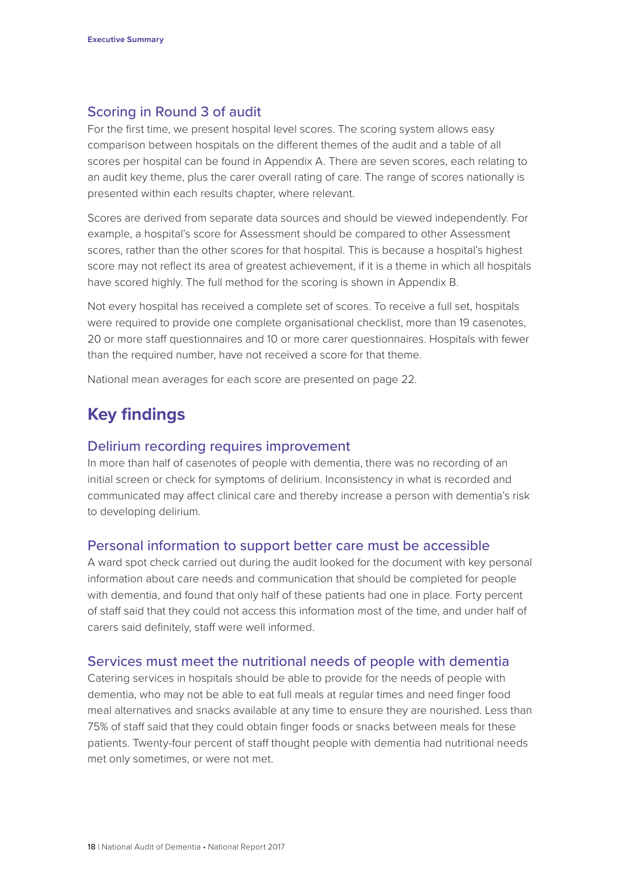## Scoring in Round 3 of audit

For the first time, we present hospital level scores. The scoring system allows easy comparison between hospitals on the different themes of the audit and a table of all scores per hospital can be found in Appendix A. There are seven scores, each relating to an audit key theme, plus the carer overall rating of care. The range of scores nationally is presented within each results chapter, where relevant.

Scores are derived from separate data sources and should be viewed independently. For example, a hospital's score for Assessment should be compared to other Assessment scores, rather than the other scores for that hospital. This is because a hospital's highest score may not reflect its area of greatest achievement, if it is a theme in which all hospitals have scored highly. The full method for the scoring is shown in Appendix B.

Not every hospital has received a complete set of scores. To receive a full set, hospitals were required to provide one complete organisational checklist, more than 19 casenotes, 20 or more staff questionnaires and 10 or more carer questionnaires. Hospitals with fewer than the required number, have not received a score for that theme.

National mean averages for each score are presented on page 22.

# Key findings

## Delirium recording requires improvement

In more than half of casenotes of people with dementia, there was no recording of an initial screen or check for symptoms of delirium. Inconsistency in what is recorded and communicated may affect clinical care and thereby increase a person with dementia's risk to developing delirium.

## Personal information to support better care must be accessible

A ward spot check carried out during the audit looked for the document with key personal information about care needs and communication that should be completed for people with dementia, and found that only half of these patients had one in place. Forty percent of staff said that they could not access this information most of the time, and under half of carers said definitely, staff were well informed.

## Services must meet the nutritional needs of people with dementia

Catering services in hospitals should be able to provide for the needs of people with dementia, who may not be able to eat full meals at regular times and need finger food meal alternatives and snacks available at any time to ensure they are nourished. Less than 75% of staff said that they could obtain finger foods or snacks between meals for these patients. Twenty-four percent of staff thought people with dementia had nutritional needs met only sometimes, or were not met.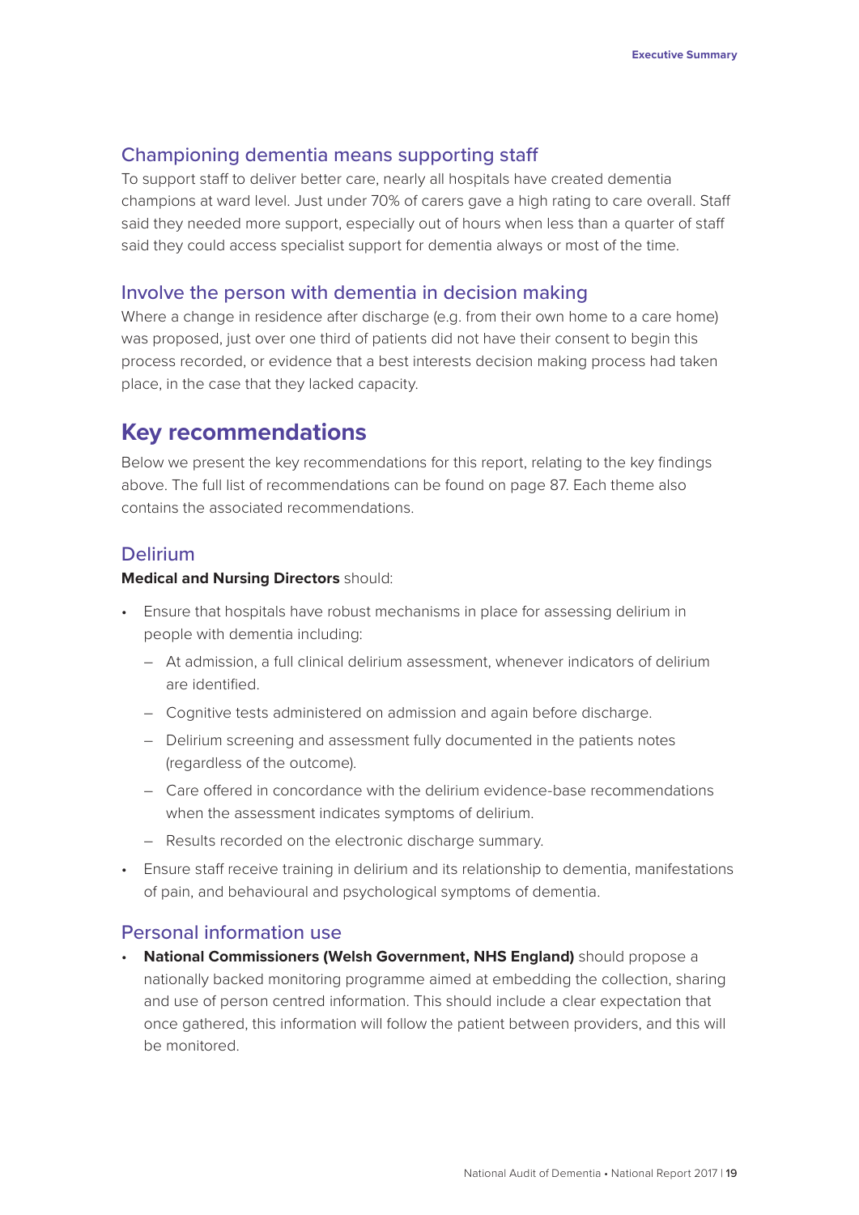### Championing dementia means supporting staff

To support staff to deliver better care, nearly all hospitals have created dementia champions at ward level. Just under 70% of carers gave a high rating to care overall. Staff said they needed more support, especially out of hours when less than a quarter of staff said they could access specialist support for dementia always or most of the time.

### Involve the person with dementia in decision making

Where a change in residence after discharge (e.g. from their own home to a care home) was proposed, just over one third of patients did not have their consent to begin this process recorded, or evidence that a best interests decision making process had taken place, in the case that they lacked capacity.

## Key recommendations

Below we present the key recommendations for this report, relating to the key findings above. The full list of recommendations can be found on page 87. Each theme also contains the associated recommendations.

### Delirium

**Medical and Nursing Directors** should:

- Ensure that hospitals have robust mechanisms in place for assessing delirium in people with dementia including:
  - At admission, a full clinical delirium assessment, whenever indicators of delirium are identified.
  - Cognitive tests administered on admission and again before discharge.
  - Delirium screening and assessment fully documented in the patients notes (regardless of the outcome).
  - Care offered in concordance with the delirium evidence-base recommendations when the assessment indicates symptoms of delirium.
  - Results recorded on the electronic discharge summary.
- Ensure staff receive training in delirium and its relationship to dementia, manifestations of pain, and behavioural and psychological symptoms of dementia.

### Personal information use

- **National Commissioners (Welsh Government, NHS England)** should propose a nationally backed monitoring programme aimed at embedding the collection, sharing and use of person centred information. This should include a clear expectation that once gathered, this information will follow the patient between providers, and this will be monitored.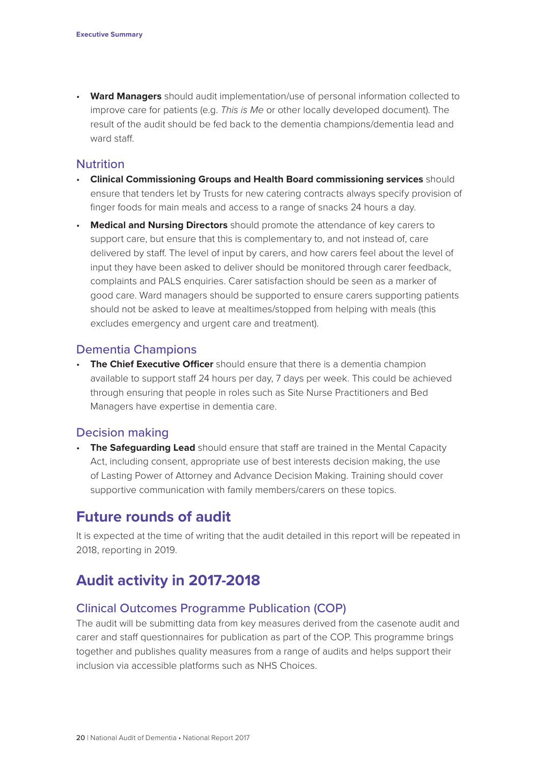- **Ward Managers** should audit implementation/use of personal information collected to improve care for patients (e.g. *This is Me* or other locally developed document). The result of the audit should be fed back to the dementia champions/dementia lead and ward staff.

### Nutrition

- **Clinical Commissioning Groups and Health Board commissioning services** should ensure that tenders let by Trusts for new catering contracts always specify provision of finger foods for main meals and access to a range of snacks 24 hours a day.
- **Medical and Nursing Directors** should promote the attendance of key carers to support care, but ensure that this is complementary to, and not instead of, care delivered by staff. The level of input by carers, and how carers feel about the level of input they have been asked to deliver should be monitored through carer feedback, complaints and PALS enquiries. Carer satisfaction should be seen as a marker of good care. Ward managers should be supported to ensure carers supporting patients should not be asked to leave at mealtimes/stopped from helping with meals (this excludes emergency and urgent care and treatment).

### Dementia Champions

- **The Chief Executive Officer** should ensure that there is a dementia champion available to support staff 24 hours per day, 7 days per week. This could be achieved through ensuring that people in roles such as Site Nurse Practitioners and Bed Managers have expertise in dementia care.

### Decision making

- **The Safeguarding Lead** should ensure that staff are trained in the Mental Capacity Act, including consent, appropriate use of best interests decision making, the use of Lasting Power of Attorney and Advance Decision Making. Training should cover supportive communication with family members/carers on these topics.

## Future rounds of audit

It is expected at the time of writing that the audit detailed in this report will be repeated in 2018, reporting in 2019.

## Audit activity in 2017-2018

### Clinical Outcomes Programme Publication (COP)

The audit will be submitting data from key measures derived from the casenote audit and carer and staff questionnaires for publication as part of the COP. This programme brings together and publishes quality measures from a range of audits and helps support their inclusion via accessible platforms such as NHS Choices.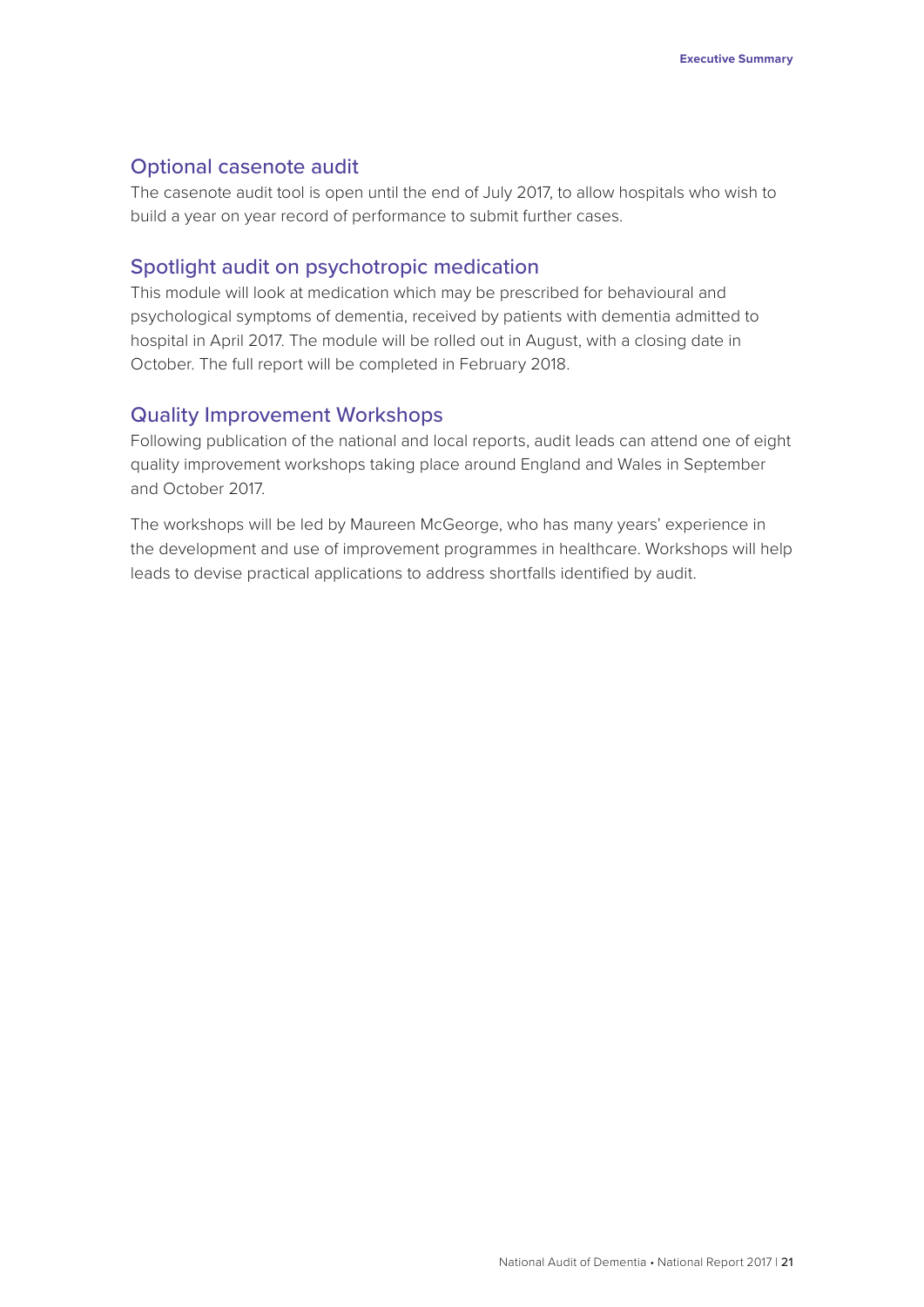## Optional casenote audit

The casenote audit tool is open until the end of July 2017, to allow hospitals who wish to build a year on year record of performance to submit further cases.

## Spotlight audit on psychotropic medication

This module will look at medication which may be prescribed for behavioural and psychological symptoms of dementia, received by patients with dementia admitted to hospital in April 2017. The module will be rolled out in August, with a closing date in October. The full report will be completed in February 2018.

## Quality Improvement Workshops

Following publication of the national and local reports, audit leads can attend one of eight quality improvement workshops taking place around England and Wales in September and October 2017.

The workshops will be led by Maureen McGeorge, who has many years' experience in the development and use of improvement programmes in healthcare. Workshops will help leads to devise practical applications to address shortfalls identified by audit.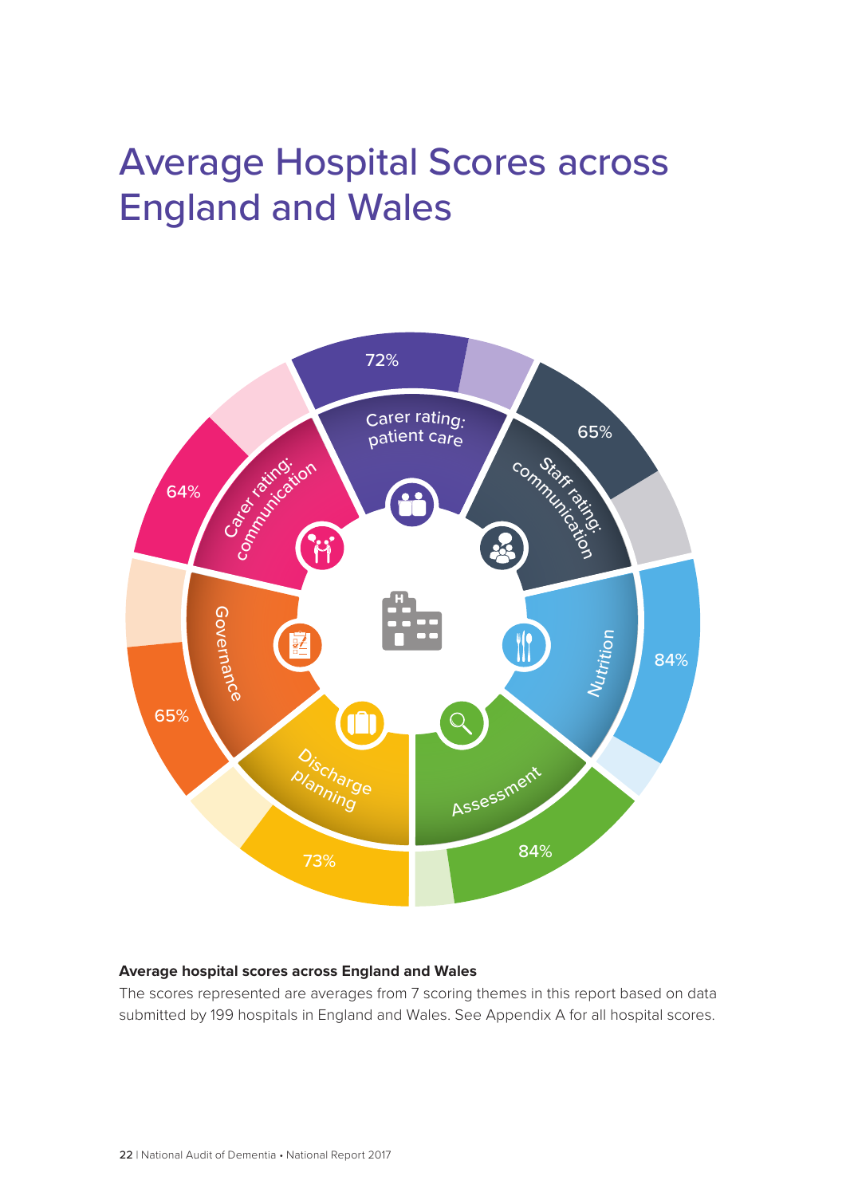# Average Hospital Scores across England and Wales

72%
Carer rating: patient care

65%
Staff rating: communication

84%
Nutrition

84%
Assessment

73%
Discharge planning

65%
Governance

64%
Carer rating: communication

**Average hospital scores across England and Wales**

The scores represented are averages from 7 scoring themes in this report based on data submitted by 199 hospitals in England and Wales. See Appendix A for all hospital scores.